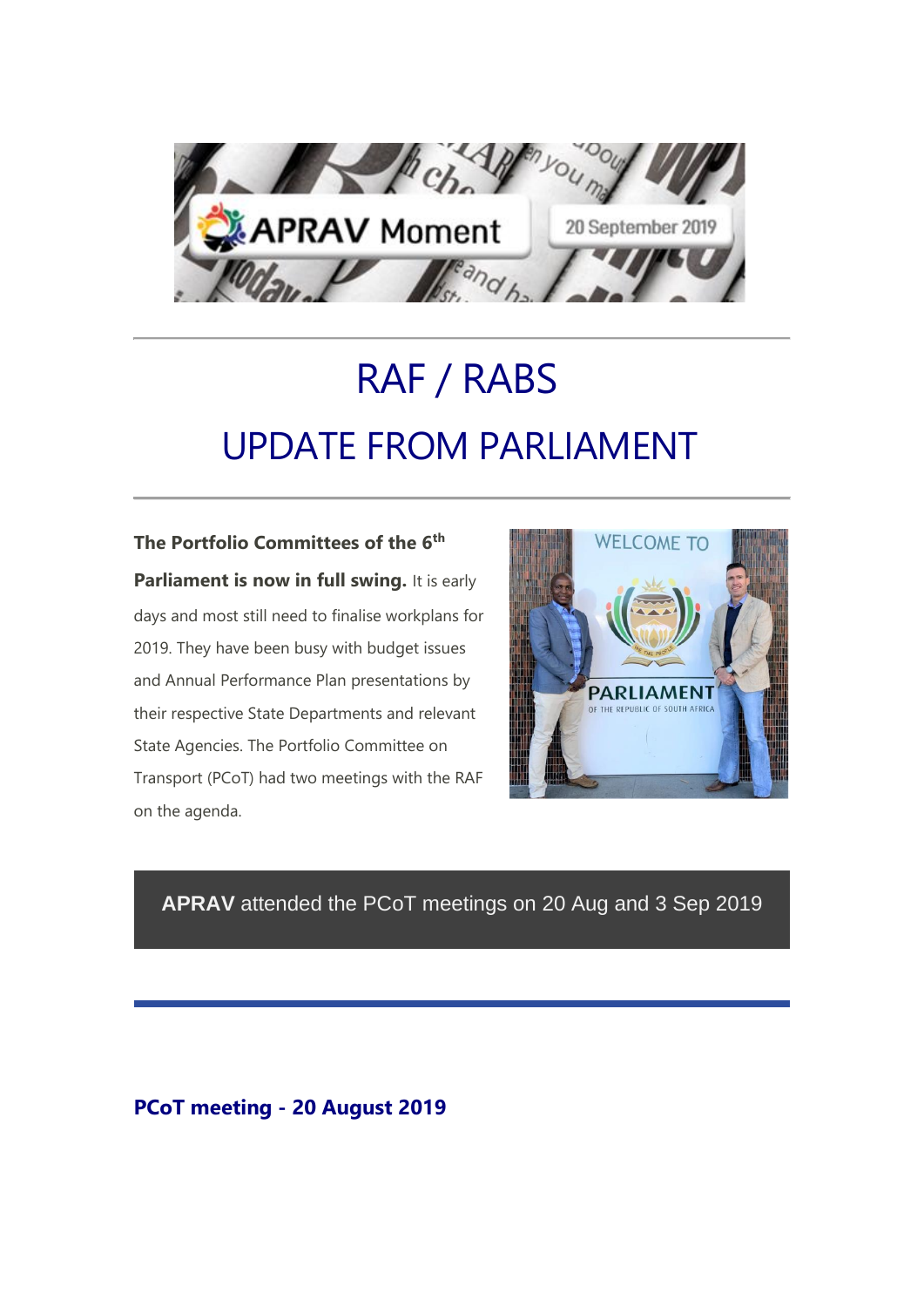APRAV Moment

20 September 2019

# RAF / RABS

# UPDATE FROM PARLIAMENT

**The Portfolio Committees of the 6th Parliament is now in full swing.** It is early days and most still need to finalise workplans for 2019. They have been busy with budget issues and Annual Performance Plan presentations by their respective State Departments and relevant State Agencies. The Portfolio Committee on Transport (PCoT) had two meetings with the RAF on the agenda.

**APRAV** attended the PCoT meetings on 20 Aug and 3 Sep 2019

## PCoT meeting - 20 August 2019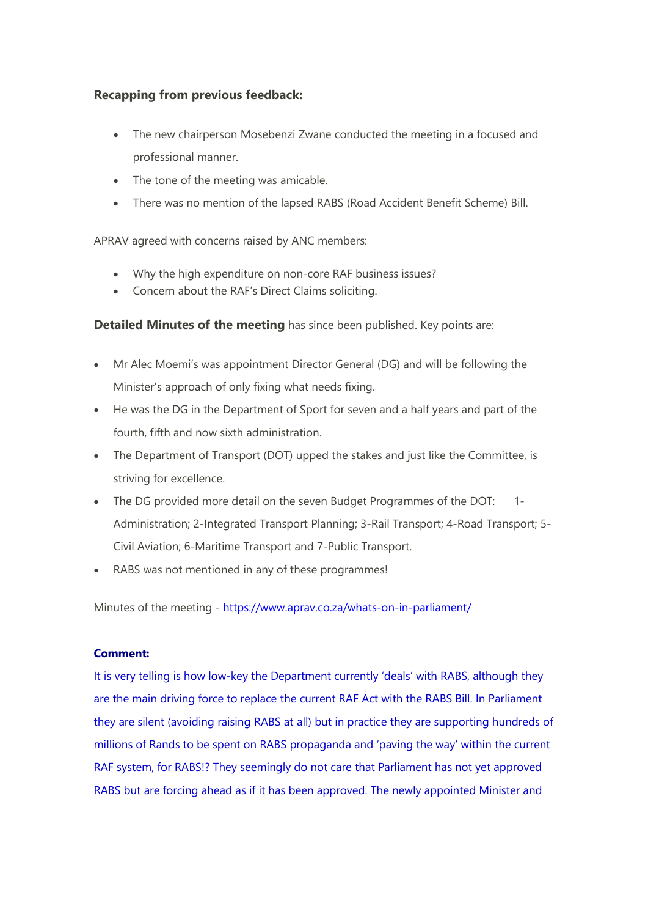**Recapping from previous feedback:**

- The new chairperson Mosebenzi Zwane conducted the meeting in a focused and professional manner.
- The tone of the meeting was amicable.
- There was no mention of the lapsed RABS (Road Accident Benefit Scheme) Bill.

APRAV agreed with concerns raised by ANC members:

- Why the high expenditure on non-core RAF business issues?
- Concern about the RAF's Direct Claims soliciting.

**Detailed Minutes of the meeting** has since been published. Key points are:

- Mr Alec Moemi's was appointment Director General (DG) and will be following the Minister's approach of only fixing what needs fixing.
- He was the DG in the Department of Sport for seven and a half years and part of the fourth, fifth and now sixth administration.
- The Department of Transport (DOT) upped the stakes and just like the Committee, is striving for excellence.
- The DG provided more detail on the seven Budget Programmes of the DOT: 1-Administration; 2-Integrated Transport Planning; 3-Rail Transport; 4-Road Transport; 5-Civil Aviation; 6-Maritime Transport and 7-Public Transport.
- RABS was not mentioned in any of these programmes!

Minutes of the meeting - [https://www.aprav.co.za/whats-on-in-parliament/](https://www.aprav.co.za/whats-on-in-parliament/)

**Comment:**

It is very telling is how low-key the Department currently 'deals' with RABS, although they are the main driving force to replace the current RAF Act with the RABS Bill. In Parliament they are silent (avoiding raising RABS at all) but in practice they are supporting hundreds of millions of Rands to be spent on RABS propaganda and 'paving the way' within the current RAF system, for RABS!? They seemingly do not care that Parliament has not yet approved RABS but are forcing ahead as if it has been approved. The newly appointed Minister and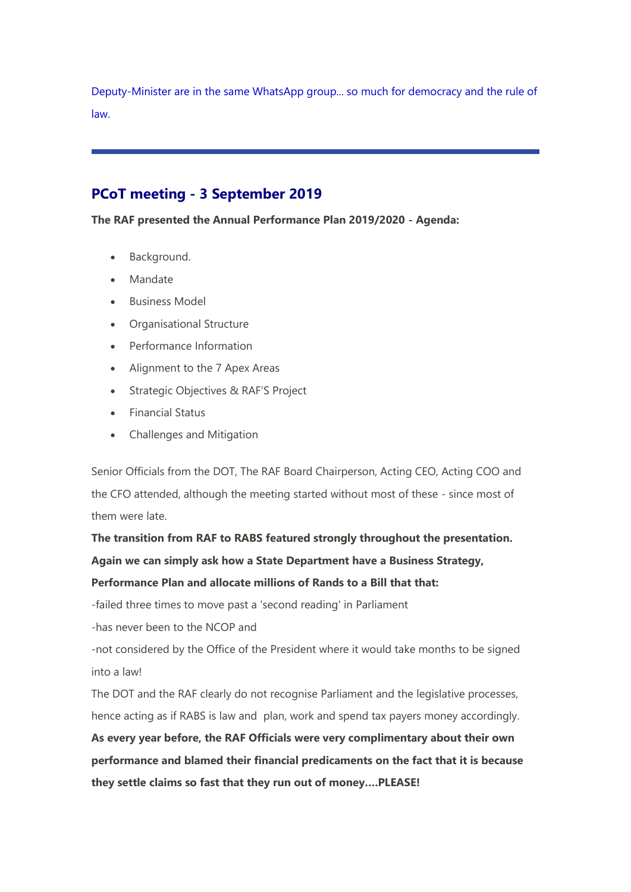Deputy-Minister are in the same WhatsApp group... so much for democracy and the rule of law.

---

## PCoT meeting - 3 September 2019

**The RAF presented the Annual Performance Plan 2019/2020 - Agenda:**

- Background.
- Mandate
- Business Model
- Organisational Structure
- Performance Information
- Alignment to the 7 Apex Areas
- Strategic Objectives & RAF'S Project
- Financial Status
- Challenges and Mitigation

Senior Officials from the DOT, The RAF Board Chairperson, Acting CEO, Acting COO and the CFO attended, although the meeting started without most of these - since most of them were late.

**The transition from RAF to RABS featured strongly throughout the presentation. Again we can simply ask how a State Department have a Business Strategy, Performance Plan and allocate millions of Rands to a Bill that that:**

-failed three times to move past a 'second reading' in Parliament

-has never been to the NCOP and

-not considered by the Office of the President where it would take months to be signed into a law!

The DOT and the RAF clearly do not recognise Parliament and the legislative processes, hence acting as if RABS is law and plan, work and spend tax payers money accordingly.

**As every year before, the RAF Officials were very complimentary about their own performance and blamed their financial predicaments on the fact that it is because they settle claims so fast that they run out of money....PLEASE!**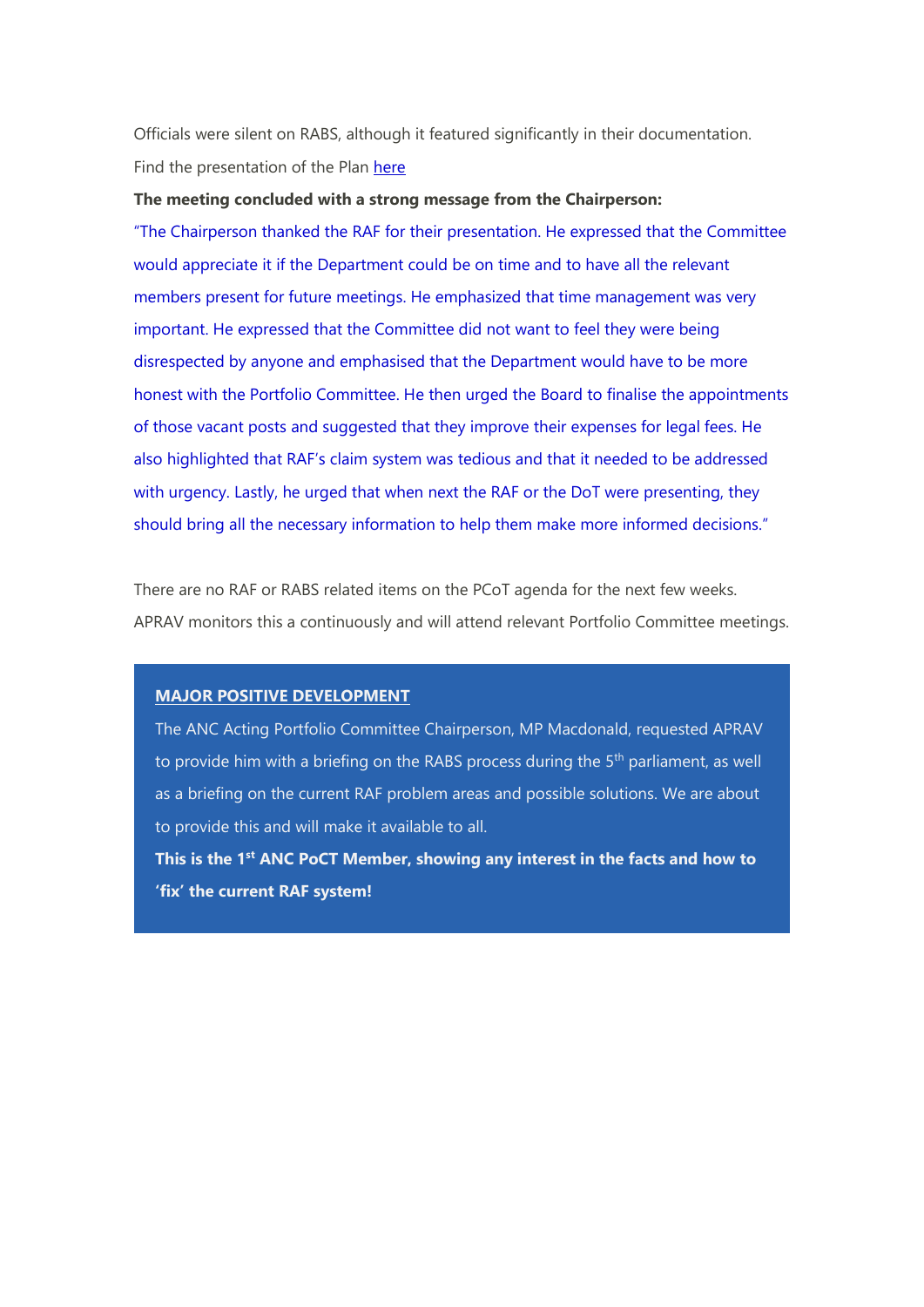Officials were silent on RABS, although it featured significantly in their documentation.

Find the presentation of the Plan here

**The meeting concluded with a strong message from the Chairperson:**

"The Chairperson thanked the RAF for their presentation. He expressed that the Committee would appreciate it if the Department could be on time and to have all the relevant members present for future meetings. He emphasized that time management was very important. He expressed that the Committee did not want to feel they were being disrespected by anyone and emphasised that the Department would have to be more honest with the Portfolio Committee. He then urged the Board to finalise the appointments of those vacant posts and suggested that they improve their expenses for legal fees. He also highlighted that RAF's claim system was tedious and that it needed to be addressed with urgency. Lastly, he urged that when next the RAF or the DoT were presenting, they should bring all the necessary information to help them make more informed decisions."

There are no RAF or RABS related items on the PCoT agenda for the next few weeks. APRAV monitors this a continuously and will attend relevant Portfolio Committee meetings.

**MAJOR POSITIVE DEVELOPMENT**

The ANC Acting Portfolio Committee Chairperson, MP Macdonald, requested APRAV to provide him with a briefing on the RABS process during the 5th parliament, as well as a briefing on the current RAF problem areas and possible solutions. We are about to provide this and will make it available to all.

**This is the 1st ANC PoCT Member, showing any interest in the facts and how to 'fix' the current RAF system!**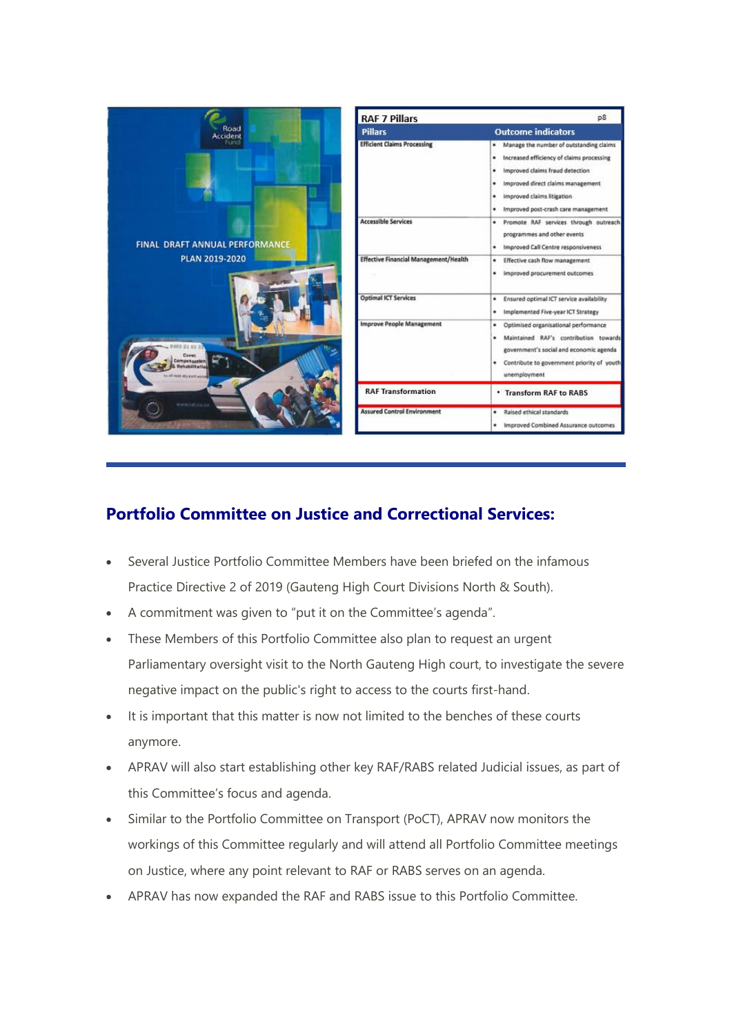Road Accident Fund

FINAL DRAFT ANNUAL PERFORMANCE PLAN 2019-2020

**RAF 7 Pillars** p8

| Pillars | Outcome indicators |
| --- | --- |
| Efficient Claims Processing | • Manage the number of outstanding claims<br>• Increased efficiency of claims processing<br>• Improved claims fraud detection<br>• Improved direct claims management<br>• Improved claims litigation<br>• Improved post-crash care management |
| Accessible Services | • Promote RAF services through outreach programmes and other events<br>• Improved Call Centre responsiveness |
| Effective Financial Management/Health | • Effective cash flow management<br>• Improved procurement outcomes |
| Optimal ICT Services | • Ensured optimal ICT service availability<br>• Implemented Five-year ICT Strategy |
| Improve People Management | • Optimised organisational performance<br>• Maintained RAF's contribution towards government's social and economic agenda<br>• Contribute to government priority of youth unemployment |
| RAF Transformation | • Transform RAF to RABS |
| Assured Control Environment | • Raised ethical standards<br>• Improved Combined Assurance outcomes |

## Portfolio Committee on Justice and Correctional Services:

- Several Justice Portfolio Committee Members have been briefed on the infamous Practice Directive 2 of 2019 (Gauteng High Court Divisions North & South).
- A commitment was given to "put it on the Committee's agenda".
- These Members of this Portfolio Committee also plan to request an urgent Parliamentary oversight visit to the North Gauteng High court, to investigate the severe negative impact on the public's right to access to the courts first-hand.
- It is important that this matter is now not limited to the benches of these courts anymore.
- APRAV will also start establishing other key RAF/RABS related Judicial issues, as part of this Committee's focus and agenda.
- Similar to the Portfolio Committee on Transport (PoCT), APRAV now monitors the workings of this Committee regularly and will attend all Portfolio Committee meetings on Justice, where any point relevant to RAF or RABS serves on an agenda.
- APRAV has now expanded the RAF and RABS issue to this Portfolio Committee.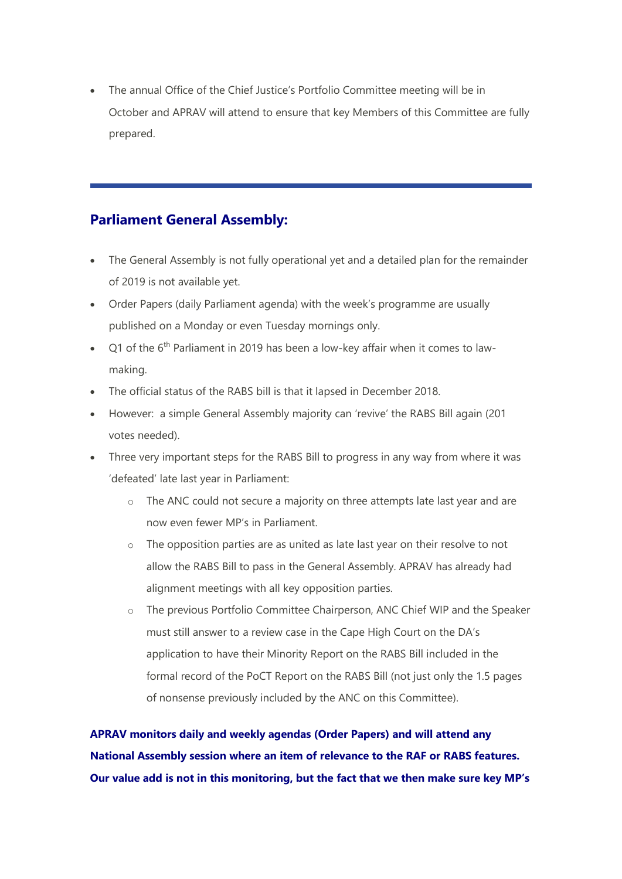- The annual Office of the Chief Justice's Portfolio Committee meeting will be in October and APRAV will attend to ensure that key Members of this Committee are fully prepared.

---

## Parliament General Assembly:

- The General Assembly is not fully operational yet and a detailed plan for the remainder of 2019 is not available yet.
- Order Papers (daily Parliament agenda) with the week's programme are usually published on a Monday or even Tuesday mornings only.
- Q1 of the 6th Parliament in 2019 has been a low-key affair when it comes to law-making.
- The official status of the RABS bill is that it lapsed in December 2018.
- However: a simple General Assembly majority can 'revive' the RABS Bill again (201 votes needed).
- Three very important steps for the RABS Bill to progress in any way from where it was 'defeated' late last year in Parliament:
    - The ANC could not secure a majority on three attempts late last year and are now even fewer MP's in Parliament.
    - The opposition parties are as united as late last year on their resolve to not allow the RABS Bill to pass in the General Assembly. APRAV has already had alignment meetings with all key opposition parties.
    - The previous Portfolio Committee Chairperson, ANC Chief WIP and the Speaker must still answer to a review case in the Cape High Court on the DA's application to have their Minority Report on the RABS Bill included in the formal record of the PoCT Report on the RABS Bill (not just only the 1.5 pages of nonsense previously included by the ANC on this Committee).

**APRAV monitors daily and weekly agendas (Order Papers) and will attend any National Assembly session where an item of relevance to the RAF or RABS features. Our value add is not in this monitoring, but the fact that we then make sure key MP's**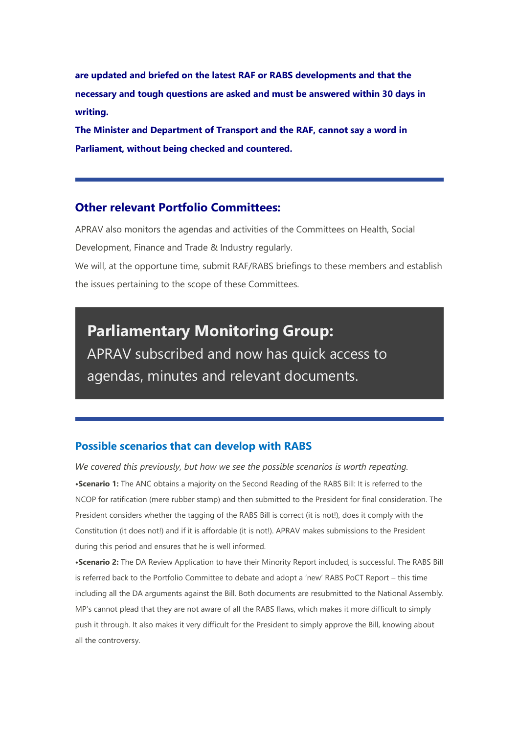**are updated and briefed on the latest RAF or RABS developments and that the necessary and tough questions are asked and must be answered within 30 days in writing.**

**The Minister and Department of Transport and the RAF, cannot say a word in Parliament, without being checked and countered.**

---

## Other relevant Portfolio Committees:

APRAV also monitors the agendas and activities of the Committees on Health, Social Development, Finance and Trade & Industry regularly.

We will, at the opportune time, submit RAF/RABS briefings to these members and establish the issues pertaining to the scope of these Committees.

## Parliamentary Monitoring Group:

APRAV subscribed and now has quick access to agendas, minutes and relevant documents.

---

### Possible scenarios that can develop with RABS

*We covered this previously, but how we see the possible scenarios is worth repeating.*

•**Scenario 1:** The ANC obtains a majority on the Second Reading of the RABS Bill: It is referred to the NCOP for ratification (mere rubber stamp) and then submitted to the President for final consideration. The President considers whether the tagging of the RABS Bill is correct (it is not!), does it comply with the Constitution (it does not!) and if it is affordable (it is not!). APRAV makes submissions to the President during this period and ensures that he is well informed.

•**Scenario 2:** The DA Review Application to have their Minority Report included, is successful. The RABS Bill is referred back to the Portfolio Committee to debate and adopt a 'new' RABS PoCT Report – this time including all the DA arguments against the Bill. Both documents are resubmitted to the National Assembly. MP's cannot plead that they are not aware of all the RABS flaws, which makes it more difficult to simply push it through. It also makes it very difficult for the President to simply approve the Bill, knowing about all the controversy.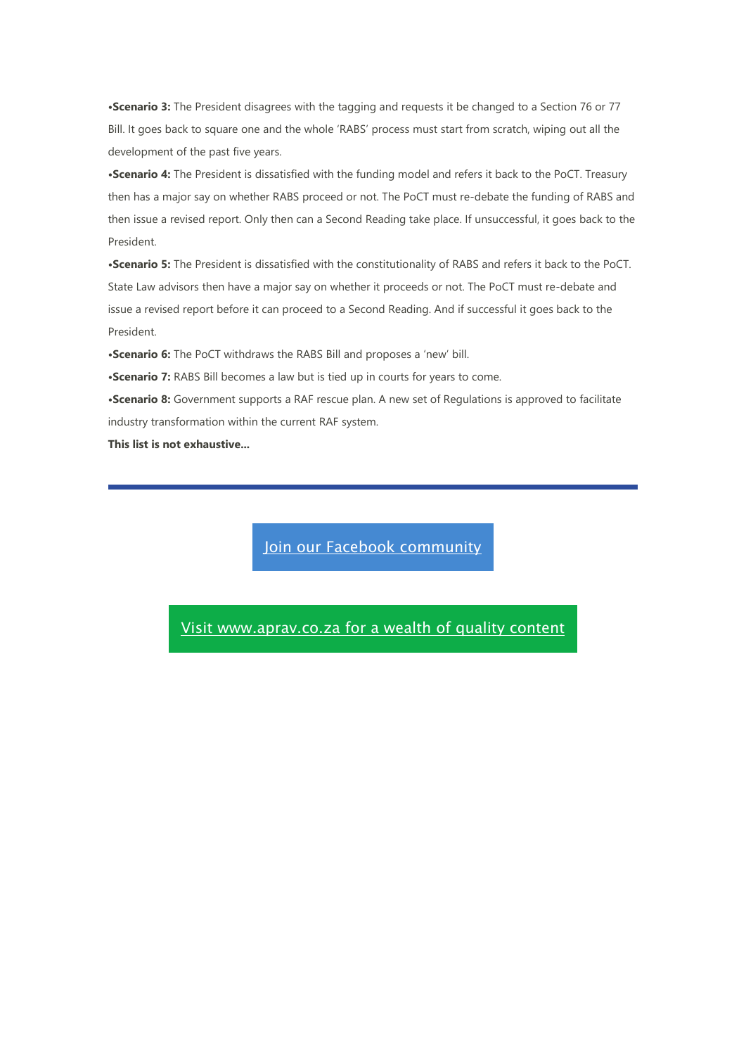•**Scenario 3:** The President disagrees with the tagging and requests it be changed to a Section 76 or 77 Bill. It goes back to square one and the whole 'RABS' process must start from scratch, wiping out all the development of the past five years.

•**Scenario 4:** The President is dissatisfied with the funding model and refers it back to the PoCT. Treasury then has a major say on whether RABS proceed or not. The PoCT must re-debate the funding of RABS and then issue a revised report. Only then can a Second Reading take place. If unsuccessful, it goes back to the President.

•**Scenario 5:** The President is dissatisfied with the constitutionality of RABS and refers it back to the PoCT. State Law advisors then have a major say on whether it proceeds or not. The PoCT must re-debate and issue a revised report before it can proceed to a Second Reading. And if successful it goes back to the President.

•**Scenario 6:** The PoCT withdraws the RABS Bill and proposes a 'new' bill.

•**Scenario 7:** RABS Bill becomes a law but is tied up in courts for years to come.

•**Scenario 8:** Government supports a RAF rescue plan. A new set of Regulations is approved to facilitate industry transformation within the current RAF system.

**This list is not exhaustive...**

---

Join our Facebook community

Visit www.aprav.co.za for a wealth of quality content